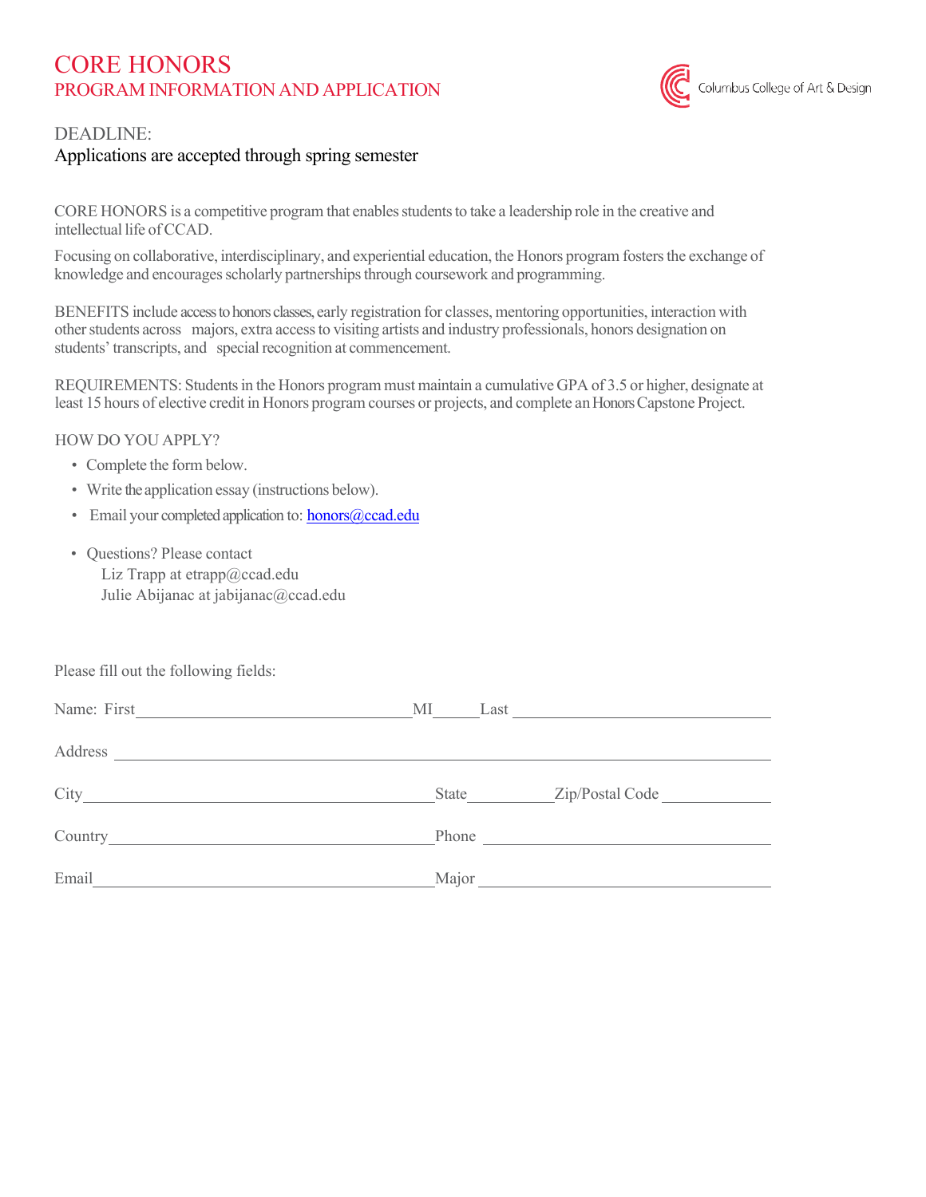# CORE HONORS

## PROGRAM INFORMATION AND APPLICATION

Columbus College of Art & Design

DEADLINE:

Applications are accepted through spring semester

CORE HONORS is a competitive program that enables students to take a leadership role in the creative and intellectual life of CCAD.

Focusing on collaborative, interdisciplinary, and experiential education, the Honors program fosters the exchange of knowledge and encourages scholarly partnerships through coursework and programming.

BENEFITS include access to honors classes, early registration for classes, mentoring opportunities, interaction with other students across majors, extra access to visiting artists and industry professionals, honors designation on students' transcripts, and special recognition at commencement.

REQUIREMENTS: Students in the Honors program must maintain a cumulative GPA of 3.5 or higher, designate at least 15 hours of elective credit in Honors program courses or projects, and complete an Honors Capstone Project.

HOW DO YOU APPLY?

- Complete the form below.
- Write the application essay (instructions below).
- Email your completed application to: honors@ccad.edu
- Questions? Please contact
  Liz Trapp at etrapp@ccad.edu
  Julie Abijanac at jabijanac@ccad.edu

Please fill out the following fields:

Name: First ______________________ MI _____ Last ______________________

Address ______________________________________________

City ______________________ State __________ Zip/Postal Code __________

Country ______________________ Phone ______________________

Email ______________________ Major ______________________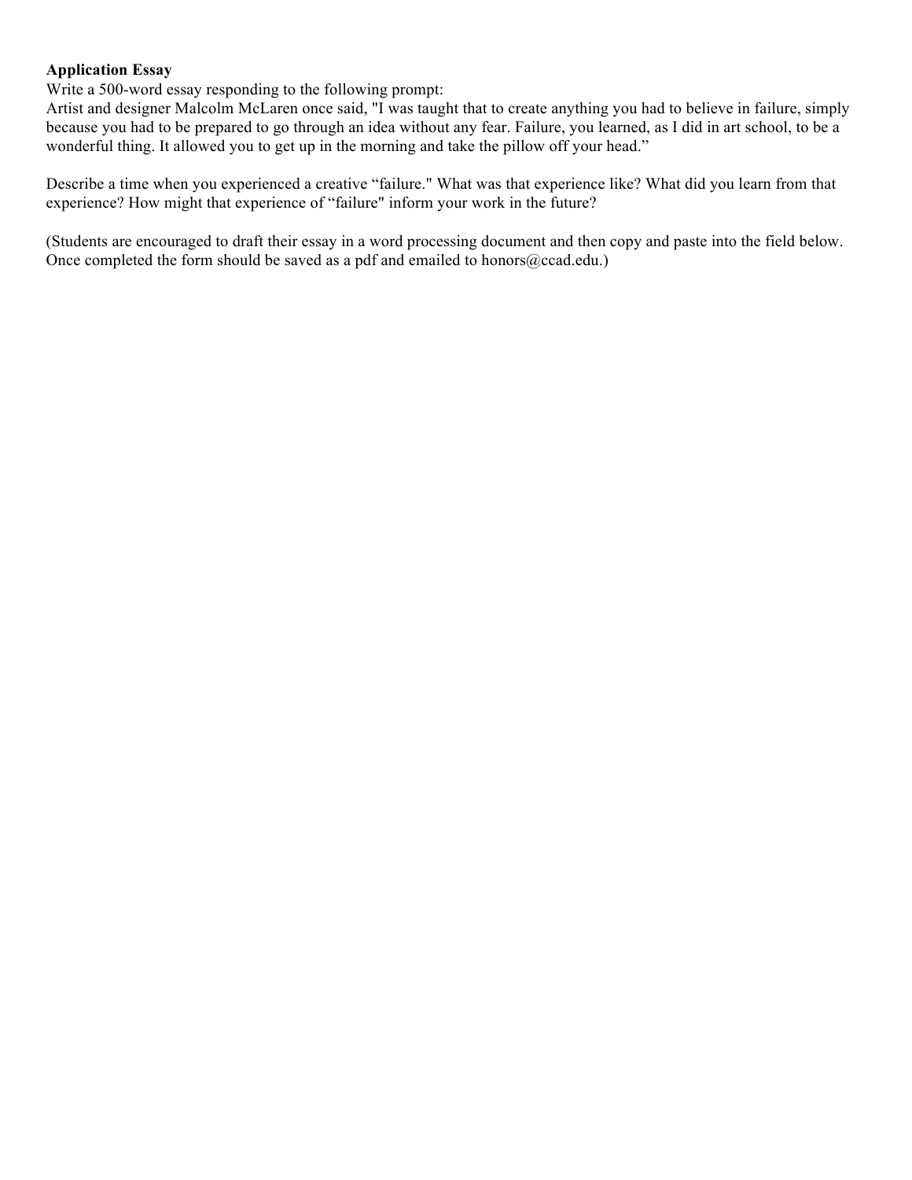**Application Essay**

Write a 500-word essay responding to the following prompt:
Artist and designer Malcolm McLaren once said, "I was taught that to create anything you had to believe in failure, simply because you had to be prepared to go through an idea without any fear. Failure, you learned, as I did in art school, to be a wonderful thing. It allowed you to get up in the morning and take the pillow off your head."

Describe a time when you experienced a creative "failure." What was that experience like? What did you learn from that experience? How might that experience of "failure" inform your work in the future?

(Students are encouraged to draft their essay in a word processing document and then copy and paste into the field below. Once completed the form should be saved as a pdf and emailed to honors@ccad.edu.)